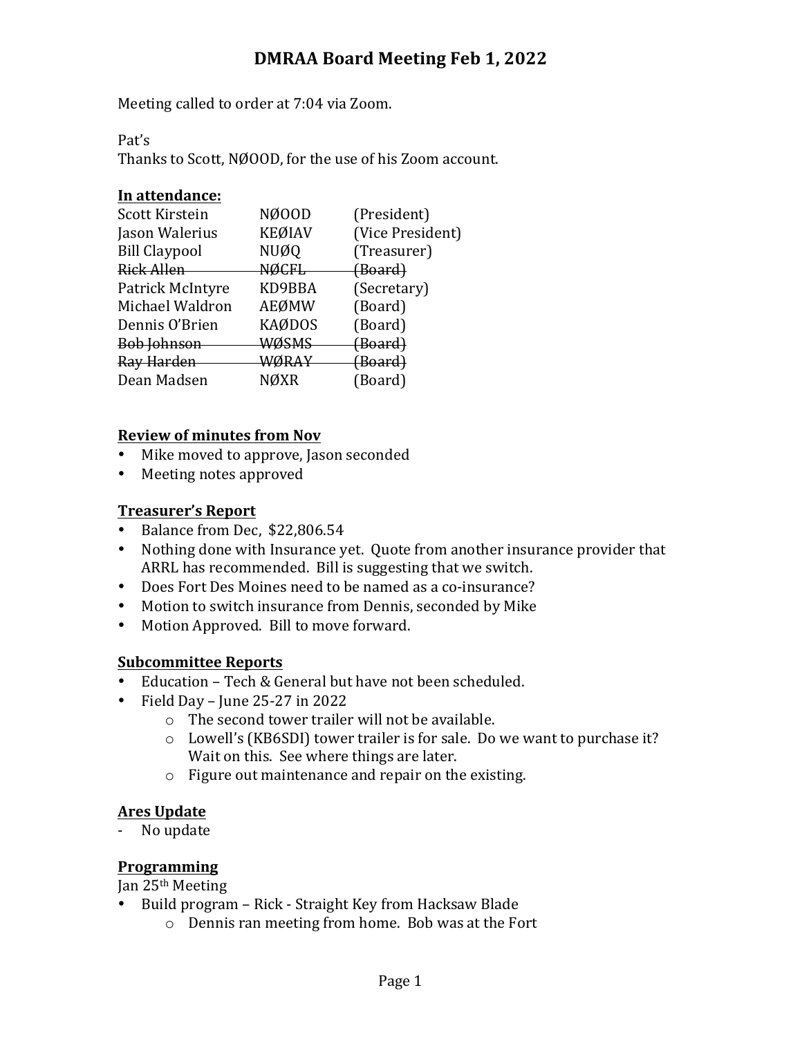# DMRAA Board Meeting Feb 1, 2022

Meeting called to order at 7:04 via Zoom.

Pat's
Thanks to Scott, NØOOD, for the use of his Zoom account.

**In attendance:**

| | | |
|---|---|---|
| Scott Kirstein | NØOOD | (President) |
| Jason Walerius | KEØIAV | (Vice President) |
| Bill Claypool | NUØQ | (Treasurer) |
| ~~Rick Allen~~ | ~~NØCFL~~ | ~~(Board)~~ |
| Patrick McIntyre | KD9BBA | (Secretary) |
| Michael Waldron | AEØMW | (Board) |
| Dennis O'Brien | KAØDOS | (Board) |
| ~~Bob Johnson~~ | ~~WØSMS~~ | ~~(Board)~~ |
| ~~Ray Harden~~ | ~~WØRAY~~ | ~~(Board)~~ |
| Dean Madsen | NØXR | (Board) |

**Review of minutes from Nov**

- Mike moved to approve, Jason seconded
- Meeting notes approved

**Treasurer's Report**

- Balance from Dec, $22,806.54
- Nothing done with Insurance yet. Quote from another insurance provider that ARRL has recommended. Bill is suggesting that we switch.
- Does Fort Des Moines need to be named as a co-insurance?
- Motion to switch insurance from Dennis, seconded by Mike
- Motion Approved. Bill to move forward.

**Subcommittee Reports**

- Education – Tech & General but have not been scheduled.
- Field Day – June 25-27 in 2022
  - The second tower trailer will not be available.
  - Lowell's (KB6SDI) tower trailer is for sale. Do we want to purchase it? Wait on this. See where things are later.
  - Figure out maintenance and repair on the existing.

**Ares Update**

- No update

**Programming**

Jan 25th Meeting

- Build program – Rick - Straight Key from Hacksaw Blade
  - Dennis ran meeting from home. Bob was at the Fort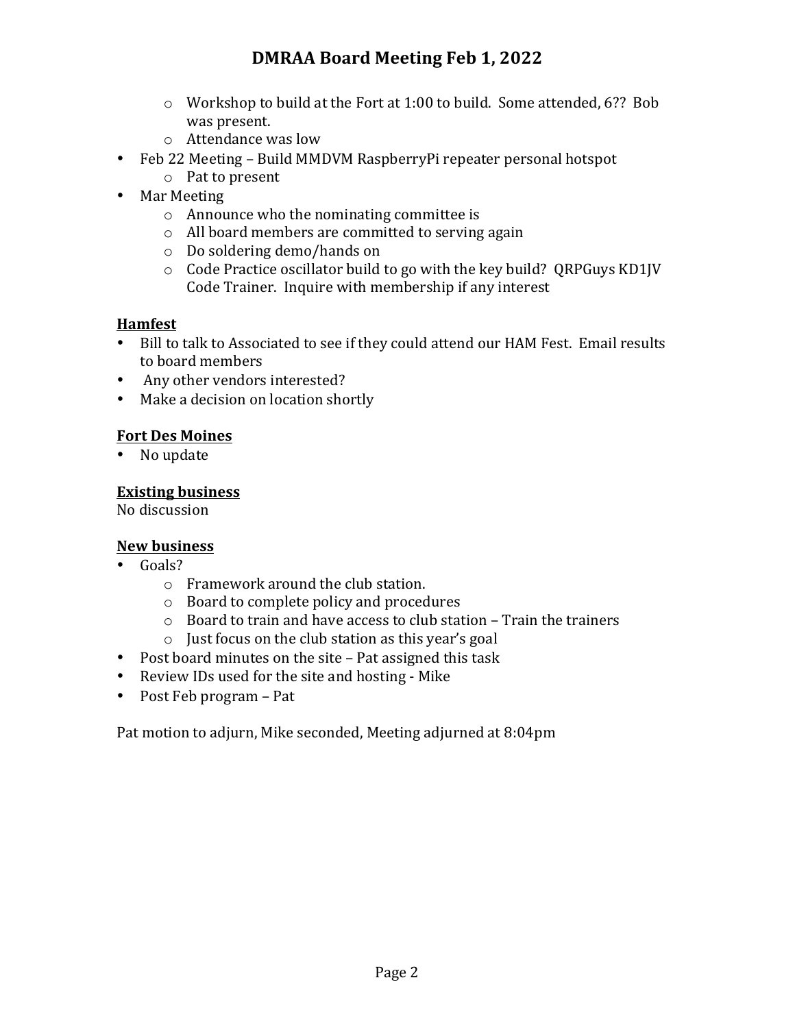- Workshop to build at the Fort at 1:00 to build. Some attended, 6?? Bob was present.
    - Attendance was low
- Feb 22 Meeting – Build MMDVM RaspberryPi repeater personal hotspot
    - Pat to present
- Mar Meeting
    - Announce who the nominating committee is
    - All board members are committed to serving again
    - Do soldering demo/hands on
    - Code Practice oscillator build to go with the key build? QRPGuys KD1JV Code Trainer. Inquire with membership if any interest

**Hamfest**

- Bill to talk to Associated to see if they could attend our HAM Fest. Email results to board members
- Any other vendors interested?
- Make a decision on location shortly

**Fort Des Moines**

- No update

**Existing business**

No discussion

**New business**

- Goals?
    - Framework around the club station.
    - Board to complete policy and procedures
    - Board to train and have access to club station – Train the trainers
    - Just focus on the club station as this year's goal
- Post board minutes on the site – Pat assigned this task
- Review IDs used for the site and hosting - Mike
- Post Feb program – Pat

Pat motion to adjurn, Mike seconded, Meeting adjurned at 8:04pm